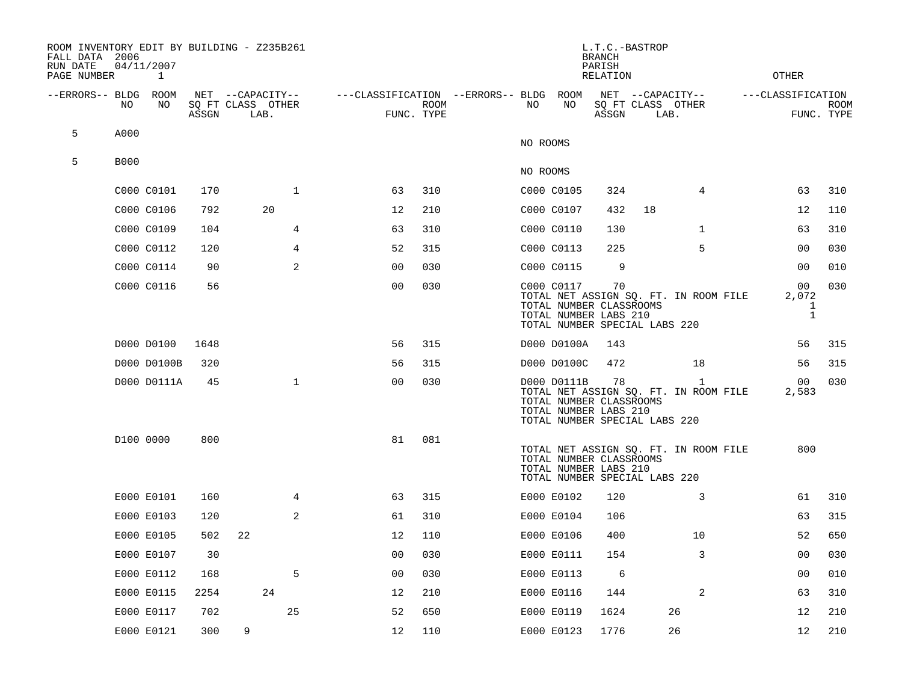ROOM INVENTORY EDIT BY BUILDING - Z235B261
FALL DATA 2006
RUN DATE 04/11/2007

L.T.C.-BASTROP
BRANCH
PARISH
RELATION
OTHER

| --ERRORS-- | BLDG NO | ROOM NO | NET SQ FT ASSGN | CAPACITY CLASS | CAPACITY LAB. | CAPACITY OTHER | CLASSIFICATION FUNC. | ROOM TYPE | --ERRORS-- | BLDG NO | ROOM NO | NET SQ FT ASSGN | CAPACITY CLASS | CAPACITY LAB. | CAPACITY OTHER | CLASSIFICATION FUNC. | ROOM TYPE |
|---|---|---|---|---|---|---|---|---|---|---|---|---|---|---|---|---|---|
| 5 | A000 | | | | | | | | | NO ROOMS | | | | | | | |
| 5 | B000 | | | | | | | | | NO ROOMS | | | | | | | |
| | C000 | C0101 | 170 | | | 1 | 63 | 310 | | C000 | C0105 | 324 | | | 4 | 63 | 310 |
| | C000 | C0106 | 792 | | 20 | | 12 | 210 | | C000 | C0107 | 432 | 18 | | | 12 | 110 |
| | C000 | C0109 | 104 | | | 4 | 63 | 310 | | C000 | C0110 | 130 | | | 1 | 63 | 310 |
| | C000 | C0112 | 120 | | | 4 | 52 | 315 | | C000 | C0113 | 225 | | | 5 | 00 | 030 |
| | C000 | C0114 | 90 | | | 2 | 00 | 030 | | C000 | C0115 | 9 | | | | 00 | 010 |
| | C000 | C0116 | 56 | | | | 00 | 030 | | C000 | C0117 | 70 | | | | 00 | 030 |
| | | | | | | | | | | TOTAL NET ASSIGN SQ. FT. IN ROOM FILE | | | | | | 2,072 | |
| | | | | | | | | | | TOTAL NUMBER CLASSROOMS | | | | | | 1 | |
| | | | | | | | | | | TOTAL NUMBER LABS 210 | | | | | | 1 | |
| | | | | | | | | | | TOTAL NUMBER SPECIAL LABS 220 | | | | | | | |
| | D000 | D0100 | 1648 | | | | 56 | 315 | | D000 | D0100A | 143 | | | | 56 | 315 |
| | D000 | D0100B | 320 | | | | 56 | 315 | | D000 | D0100C | 472 | | | 18 | 56 | 315 |
| | D000 | D0111A | 45 | | | 1 | 00 | 030 | | D000 | D0111B | 78 | | | 1 | 00 | 030 |
| | | | | | | | | | | TOTAL NET ASSIGN SQ. FT. IN ROOM FILE | | | | | | 2,583 | |
| | | | | | | | | | | TOTAL NUMBER CLASSROOMS | | | | | | | |
| | | | | | | | | | | TOTAL NUMBER LABS 210 | | | | | | | |
| | | | | | | | | | | TOTAL NUMBER SPECIAL LABS 220 | | | | | | | |
| | D100 | 0000 | 800 | | | | 81 | 081 | | | | | | | | | |
| | | | | | | | | | | TOTAL NET ASSIGN SQ. FT. IN ROOM FILE | | | | | | 800 | |
| | | | | | | | | | | TOTAL NUMBER CLASSROOMS | | | | | | | |
| | | | | | | | | | | TOTAL NUMBER LABS 210 | | | | | | | |
| | | | | | | | | | | TOTAL NUMBER SPECIAL LABS 220 | | | | | | | |
| | E000 | E0101 | 160 | | | 4 | 63 | 315 | | E000 | E0102 | 120 | | | 3 | 61 | 310 |
| | E000 | E0103 | 120 | | | 2 | 61 | 310 | | E000 | E0104 | 106 | | | | 63 | 315 |
| | E000 | E0105 | 502 | 22 | | | 12 | 110 | | E000 | E0106 | 400 | | | 10 | 52 | 650 |
| | E000 | E0107 | 30 | | | | 00 | 030 | | E000 | E0111 | 154 | | | 3 | 00 | 030 |
| | E000 | E0112 | 168 | | | 5 | 00 | 030 | | E000 | E0113 | 6 | | | | 00 | 010 |
| | E000 | E0115 | 2254 | | 24 | | 12 | 210 | | E000 | E0116 | 144 | | | 2 | 63 | 310 |
| | E000 | E0117 | 702 | | | 25 | 52 | 650 | | E000 | E0119 | 1624 | | 26 | | 12 | 210 |
| | E000 | E0121 | 300 | 9 | | | 12 | 110 | | E000 | E0123 | 1776 | | 26 | | 12 | 210 |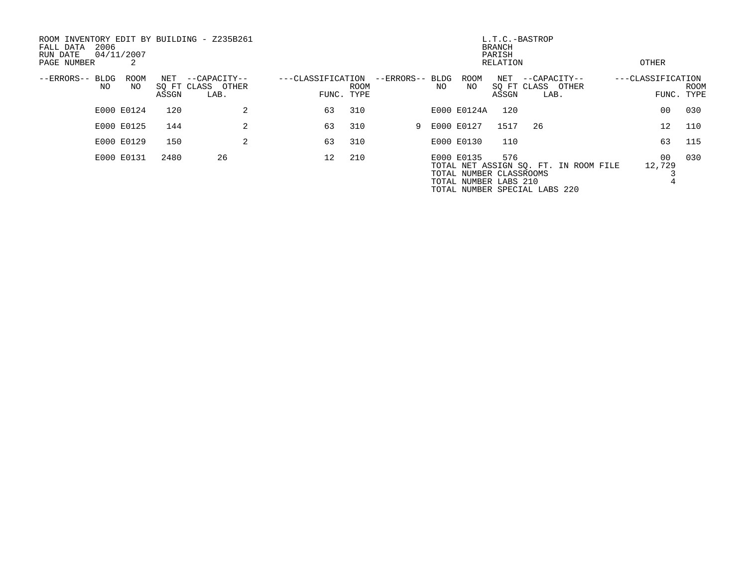ROOM INVENTORY EDIT BY BUILDING - Z235B261
FALL DATA 2006
RUN DATE 04/11/2007
PAGE NUMBER 2

L.T.C.-BASTROP
BRANCH
PARISH
RELATION
OTHER

| --ERRORS-- | BLDG NO | ROOM NO | NET SQ FT ASSGN | --CAPACITY-- CLASS | OTHER LAB. | ---CLASSIFICATION FUNC. | ROOM TYPE | --ERRORS-- | BLDG NO | ROOM NO | NET SQ FT ASSGN | --CAPACITY-- CLASS | OTHER LAB. | ---CLASSIFICATION FUNC. | ROOM TYPE |
|---|---|---|---|---|---|---|---|---|---|---|---|---|---|---|---|
| | E000 | E0124 | 120 | | 2 | 63 | 310 | | E000 | E0124A | 120 | | | 00 | 030 |
| | E000 | E0125 | 144 | | 2 | 63 | 310 | 9 | E000 | E0127 | 1517 | 26 | | 12 | 110 |
| | E000 | E0129 | 150 | | 2 | 63 | 310 | | E000 | E0130 | 110 | | | 63 | 115 |
| | E000 | E0131 | 2480 | 26 | | 12 | 210 | | E000 | E0135 | 576 | | | 00 | 030 |

TOTAL NET ASSIGN SQ. FT. IN ROOM FILE 12,729
TOTAL NUMBER CLASSROOMS 3
TOTAL NUMBER LABS 210 4
TOTAL NUMBER SPECIAL LABS 220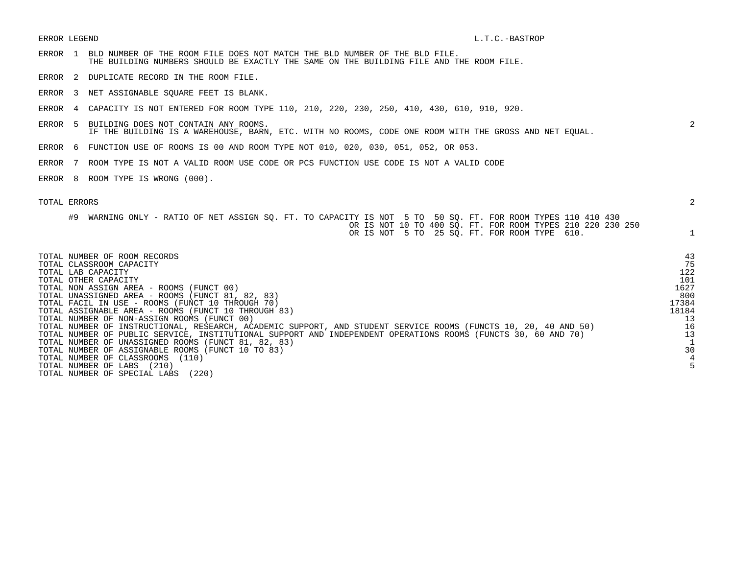ERROR LEGEND L.T.C.-BASTROP

| | | |
|---|---|---|
| ERROR 1 | BLD NUMBER OF THE ROOM FILE DOES NOT MATCH THE BLD NUMBER OF THE BLD FILE. THE BUILDING NUMBERS SHOULD BE EXACTLY THE SAME ON THE BUILDING FILE AND THE ROOM FILE. | |
| ERROR 2 | DUPLICATE RECORD IN THE ROOM FILE. | |
| ERROR 3 | NET ASSIGNABLE SQUARE FEET IS BLANK. | |
| ERROR 4 | CAPACITY IS NOT ENTERED FOR ROOM TYPE 110, 210, 220, 230, 250, 410, 430, 610, 910, 920. | |
| ERROR 5 | BUILDING DOES NOT CONTAIN ANY ROOMS. IF THE BUILDING IS A WAREHOUSE, BARN, ETC. WITH NO ROOMS, CODE ONE ROOM WITH THE GROSS AND NET EQUAL. | 2 |
| ERROR 6 | FUNCTION USE OF ROOMS IS 00 AND ROOM TYPE NOT 010, 020, 030, 051, 052, OR 053. | |
| ERROR 7 | ROOM TYPE IS NOT A VALID ROOM USE CODE OR PCS FUNCTION USE CODE IS NOT A VALID CODE | |
| ERROR 8 | ROOM TYPE IS WRONG (000). | |
| TOTAL ERRORS | | 2 |
| #9 | WARNING ONLY - RATIO OF NET ASSIGN SQ. FT. TO CAPACITY IS NOT 5 TO 50 SQ. FT. FOR ROOM TYPES 110 410 430 OR IS NOT 10 TO 400 SQ. FT. FOR ROOM TYPES 210 220 230 250 OR IS NOT 5 TO 25 SQ. FT. FOR ROOM TYPE 610. | 1 |

| | |
|---|---|
| TOTAL NUMBER OF ROOM RECORDS | 43 |
| TOTAL CLASSROOM CAPACITY | 75 |
| TOTAL LAB CAPACITY | 122 |
| TOTAL OTHER CAPACITY | 101 |
| TOTAL NON ASSIGN AREA - ROOMS (FUNCT 00) | 1627 |
| TOTAL UNASSIGNED AREA - ROOMS (FUNCT 81, 82, 83) | 800 |
| TOTAL FACIL IN USE - ROOMS (FUNCT 10 THROUGH 70) | 17384 |
| TOTAL ASSIGNABLE AREA - ROOMS (FUNCT 10 THROUGH 83) | 18184 |
| TOTAL NUMBER OF NON-ASSIGN ROOMS (FUNCT 00) | 13 |
| TOTAL NUMBER OF INSTRUCTIONAL, RESEARCH, ACADEMIC SUPPORT, AND STUDENT SERVICE ROOMS (FUNCTS 10, 20, 40 AND 50) | 16 |
| TOTAL NUMBER OF PUBLIC SERVICE, INSTITUTIONAL SUPPORT AND INDEPENDENT OPERATIONS ROOMS (FUNCTS 30, 60 AND 70) | 13 |
| TOTAL NUMBER OF UNASSIGNED ROOMS (FUNCT 81, 82, 83) | 1 |
| TOTAL NUMBER OF ASSIGNABLE ROOMS (FUNCT 10 TO 83) | 30 |
| TOTAL NUMBER OF CLASSROOMS (110) | 4 |
| TOTAL NUMBER OF LABS (210) | 5 |
| TOTAL NUMBER OF SPECIAL LABS (220) | |